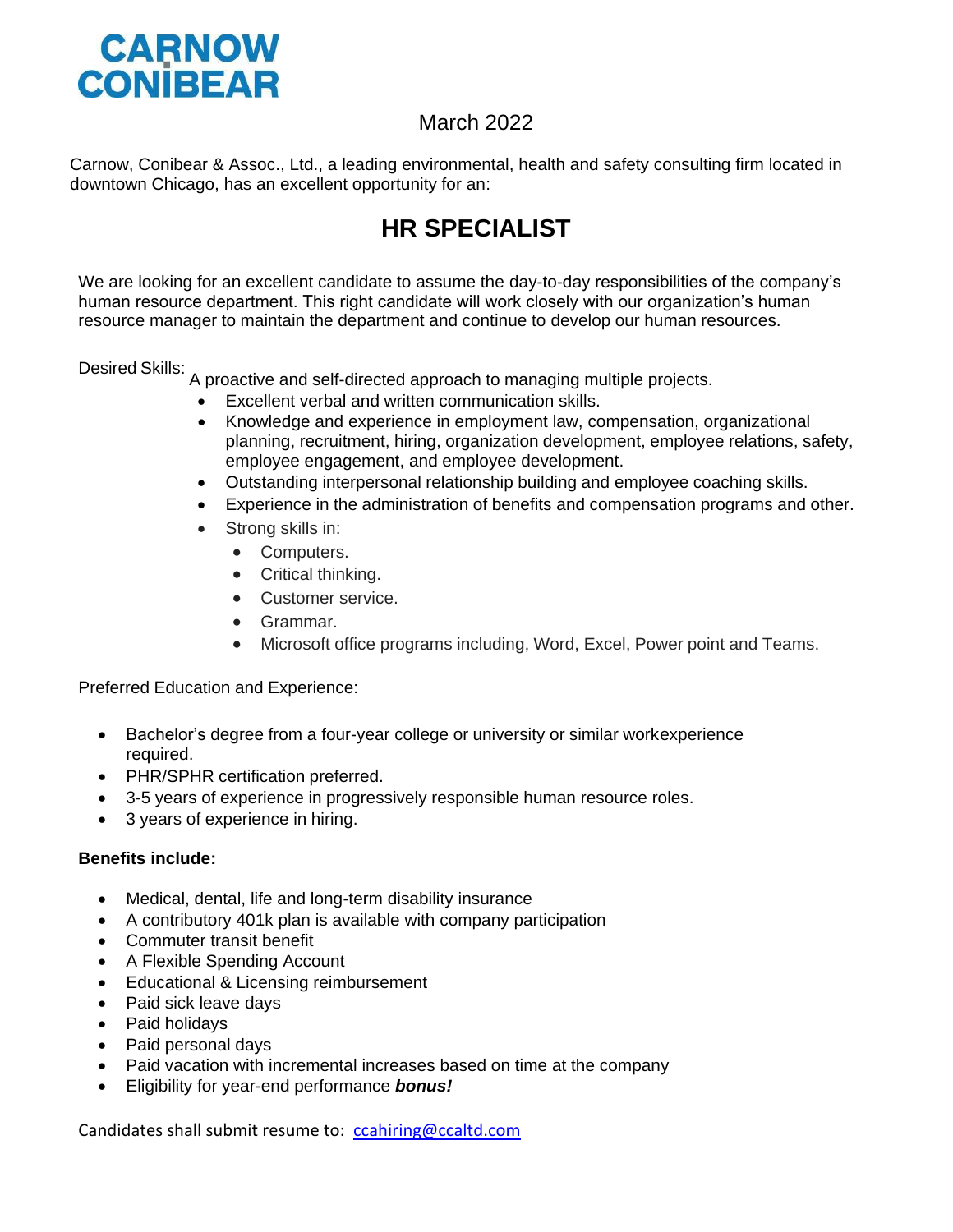**CARNOW CONIBEAR**

March 2022

Carnow, Conibear & Assoc., Ltd., a leading environmental, health and safety consulting firm located in downtown Chicago, has an excellent opportunity for an:

# HR SPECIALIST

We are looking for an excellent candidate to assume the day-to-day responsibilities of the company's human resource department. This right candidate will work closely with our organization's human resource manager to maintain the department and continue to develop our human resources.

Desired Skills: A proactive and self-directed approach to managing multiple projects.

- Excellent verbal and written communication skills.
- Knowledge and experience in employment law, compensation, organizational planning, recruitment, hiring, organization development, employee relations, safety, employee engagement, and employee development.
- Outstanding interpersonal relationship building and employee coaching skills.
- Experience in the administration of benefits and compensation programs and other.
- Strong skills in:
  - Computers.
  - Critical thinking.
  - Customer service.
  - Grammar.
  - Microsoft office programs including, Word, Excel, Power point and Teams.

Preferred Education and Experience:

- Bachelor's degree from a four-year college or university or similar workexperience required.
- PHR/SPHR certification preferred.
- 3-5 years of experience in progressively responsible human resource roles.
- 3 years of experience in hiring.

**Benefits include:**

- Medical, dental, life and long-term disability insurance
- A contributory 401k plan is available with company participation
- Commuter transit benefit
- A Flexible Spending Account
- Educational & Licensing reimbursement
- Paid sick leave days
- Paid holidays
- Paid personal days
- Paid vacation with incremental increases based on time at the company
- Eligibility for year-end performance ***bonus!***

Candidates shall submit resume to: ccahiring@ccaltd.com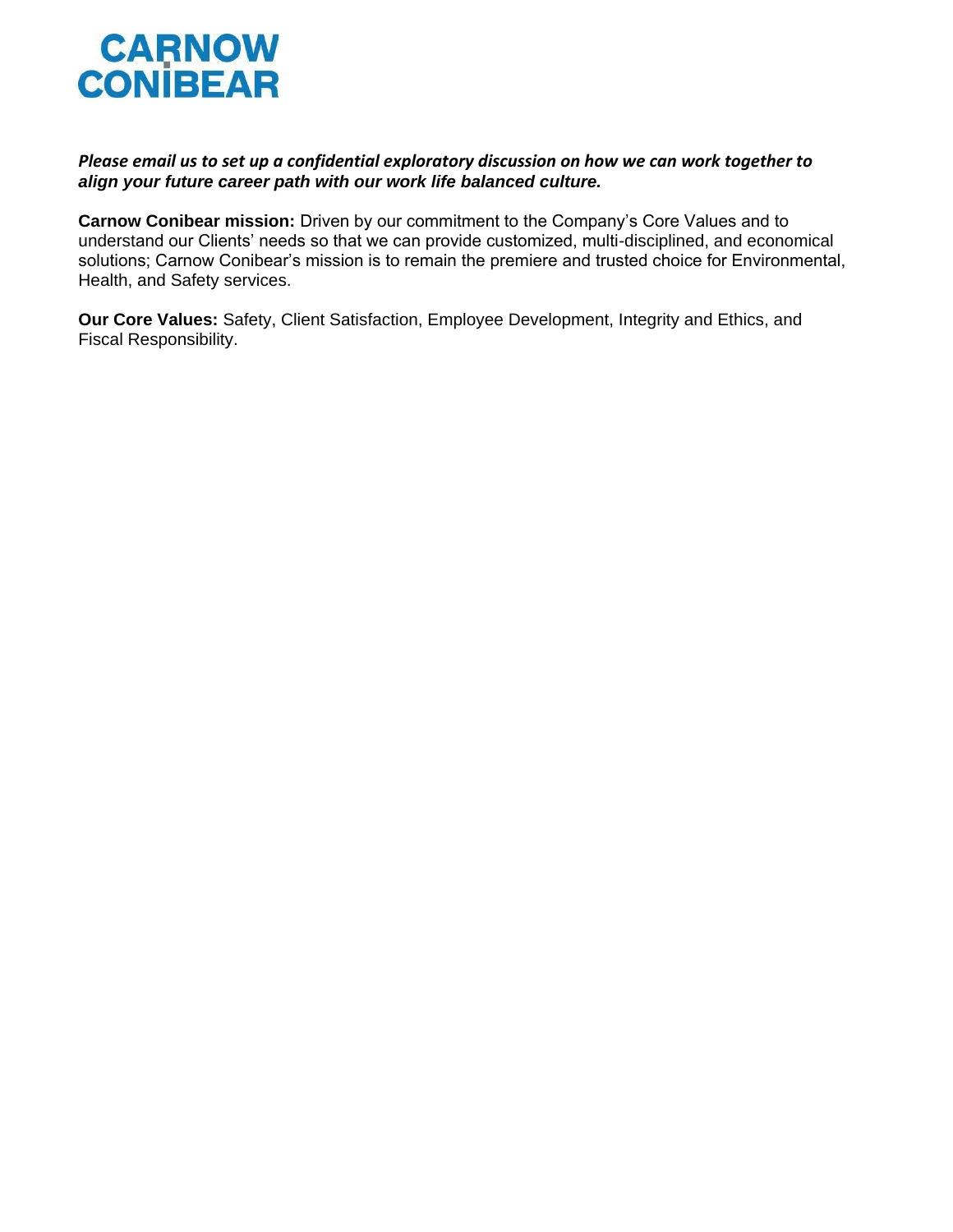# CARNOW CONIBEAR

***Please email us to set up a confidential exploratory discussion on how we can work together to align your future career path with our work life balanced culture.***

**Carnow Conibear mission:** Driven by our commitment to the Company's Core Values and to understand our Clients' needs so that we can provide customized, multi-disciplined, and economical solutions; Carnow Conibear's mission is to remain the premiere and trusted choice for Environmental, Health, and Safety services.

**Our Core Values:** Safety, Client Satisfaction, Employee Development, Integrity and Ethics, and Fiscal Responsibility.